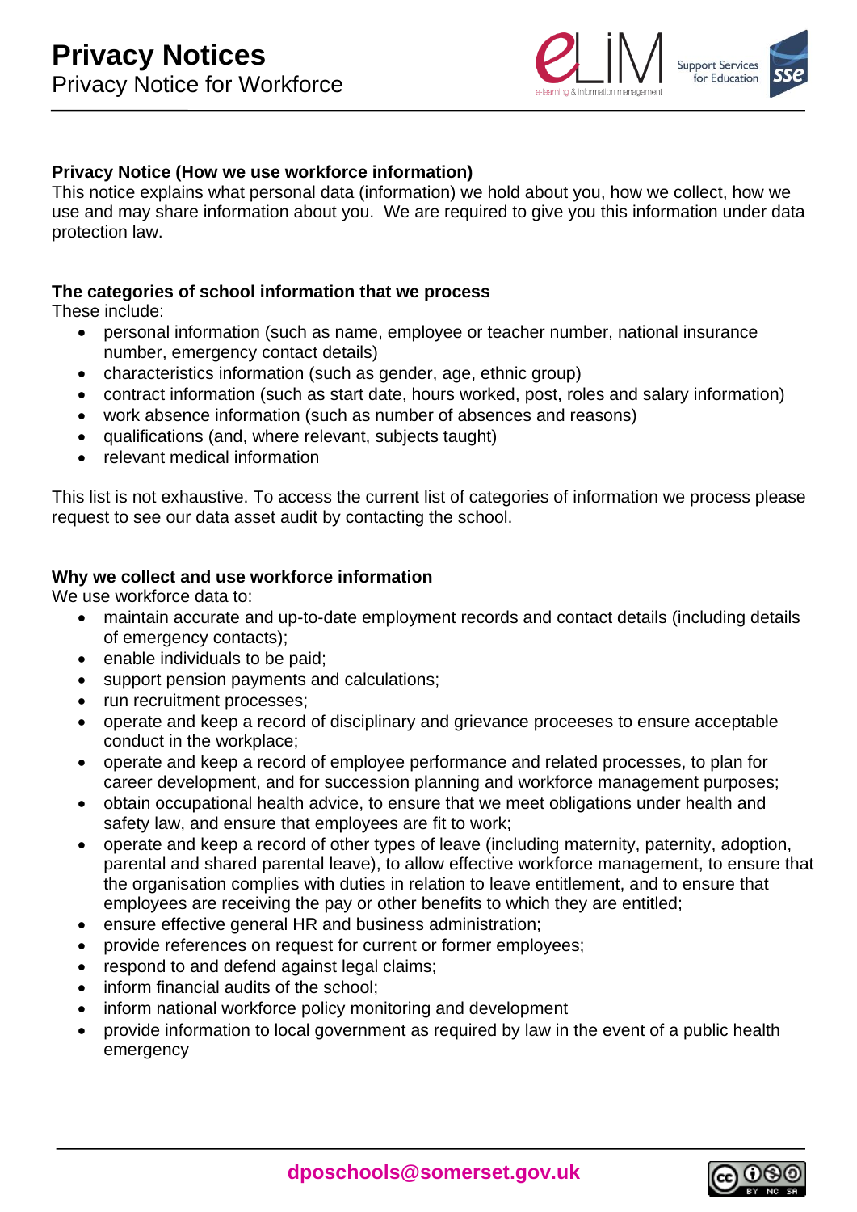# Privacy Notices

Privacy Notice for Workforce

**Privacy Notice (How we use workforce information)**

This notice explains what personal data (information) we hold about you, how we collect, how we use and may share information about you. We are required to give you this information under data protection law.

**The categories of school information that we process**

These include:

- personal information (such as name, employee or teacher number, national insurance number, emergency contact details)
- characteristics information (such as gender, age, ethnic group)
- contract information (such as start date, hours worked, post, roles and salary information)
- work absence information (such as number of absences and reasons)
- qualifications (and, where relevant, subjects taught)
- relevant medical information

This list is not exhaustive. To access the current list of categories of information we process please request to see our data asset audit by contacting the school.

**Why we collect and use workforce information**

We use workforce data to:

- maintain accurate and up-to-date employment records and contact details (including details of emergency contacts);
- enable individuals to be paid;
- support pension payments and calculations;
- run recruitment processes;
- operate and keep a record of disciplinary and grievance proceeses to ensure acceptable conduct in the workplace;
- operate and keep a record of employee performance and related processes, to plan for career development, and for succession planning and workforce management purposes;
- obtain occupational health advice, to ensure that we meet obligations under health and safety law, and ensure that employees are fit to work;
- operate and keep a record of other types of leave (including maternity, paternity, adoption, parental and shared parental leave), to allow effective workforce management, to ensure that the organisation complies with duties in relation to leave entitlement, and to ensure that employees are receiving the pay or other benefits to which they are entitled;
- ensure effective general HR and business administration;
- provide references on request for current or former employees;
- respond to and defend against legal claims;
- inform financial audits of the school;
- inform national workforce policy monitoring and development
- provide information to local government as required by law in the event of a public health emergency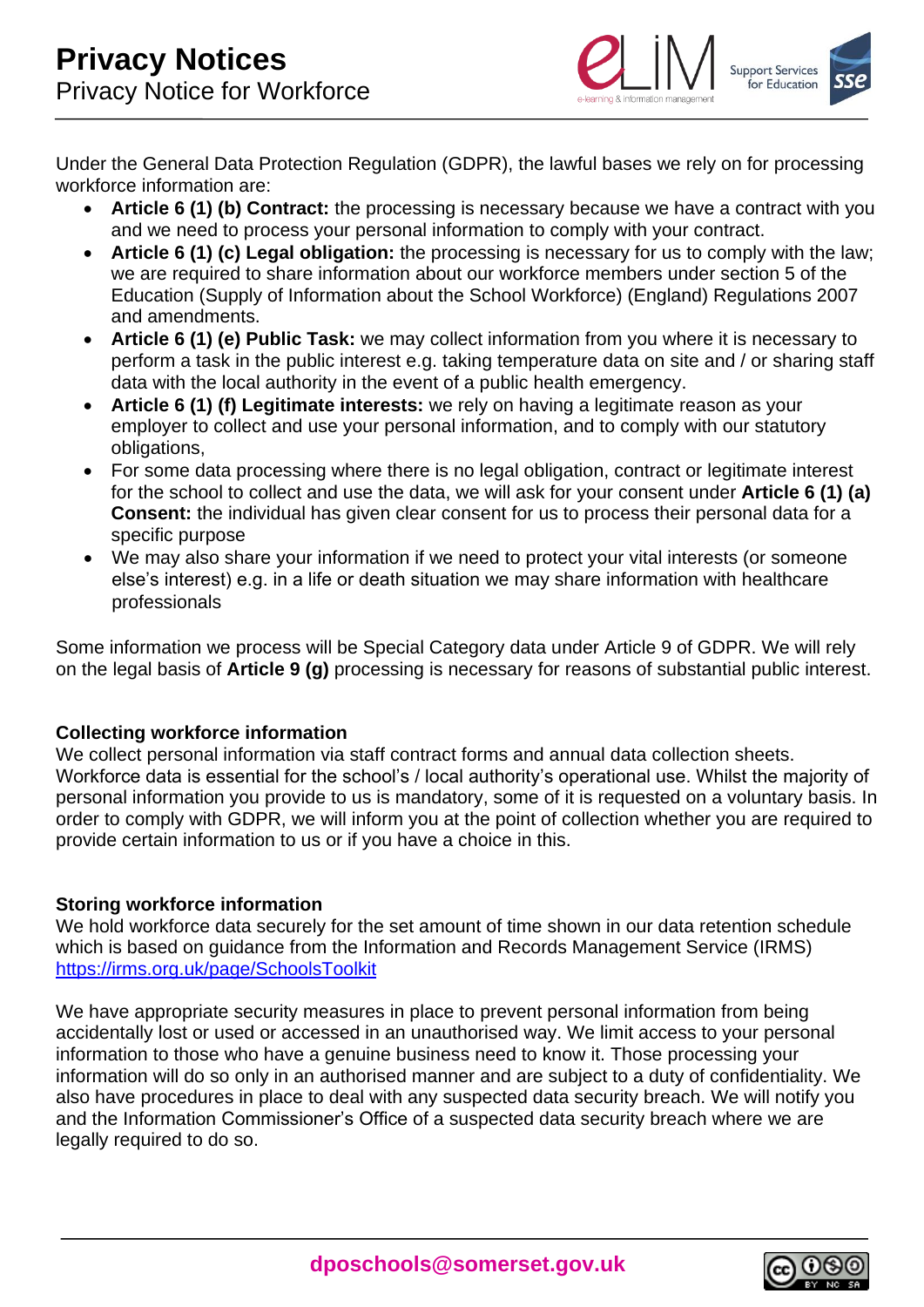Under the General Data Protection Regulation (GDPR), the lawful bases we rely on for processing workforce information are:

- **Article 6 (1) (b) Contract:** the processing is necessary because we have a contract with you and we need to process your personal information to comply with your contract.
- **Article 6 (1) (c) Legal obligation:** the processing is necessary for us to comply with the law; we are required to share information about our workforce members under section 5 of the Education (Supply of Information about the School Workforce) (England) Regulations 2007 and amendments.
- **Article 6 (1) (e) Public Task:** we may collect information from you where it is necessary to perform a task in the public interest e.g. taking temperature data on site and / or sharing staff data with the local authority in the event of a public health emergency.
- **Article 6 (1) (f) Legitimate interests:** we rely on having a legitimate reason as your employer to collect and use your personal information, and to comply with our statutory obligations,
- For some data processing where there is no legal obligation, contract or legitimate interest for the school to collect and use the data, we will ask for your consent under **Article 6 (1) (a) Consent:** the individual has given clear consent for us to process their personal data for a specific purpose
- We may also share your information if we need to protect your vital interests (or someone else's interest) e.g. in a life or death situation we may share information with healthcare professionals

Some information we process will be Special Category data under Article 9 of GDPR. We will rely on the legal basis of **Article 9 (g)** processing is necessary for reasons of substantial public interest.

### Collecting workforce information

We collect personal information via staff contract forms and annual data collection sheets. Workforce data is essential for the school's / local authority's operational use. Whilst the majority of personal information you provide to us is mandatory, some of it is requested on a voluntary basis. In order to comply with GDPR, we will inform you at the point of collection whether you are required to provide certain information to us or if you have a choice in this.

### Storing workforce information

We hold workforce data securely for the set amount of time shown in our data retention schedule which is based on guidance from the Information and Records Management Service (IRMS) https://irms.org.uk/page/SchoolsToolkit

We have appropriate security measures in place to prevent personal information from being accidentally lost or used or accessed in an unauthorised way. We limit access to your personal information to those who have a genuine business need to know it. Those processing your information will do so only in an authorised manner and are subject to a duty of confidentiality. We also have procedures in place to deal with any suspected data security breach. We will notify you and the Information Commissioner's Office of a suspected data security breach where we are legally required to do so.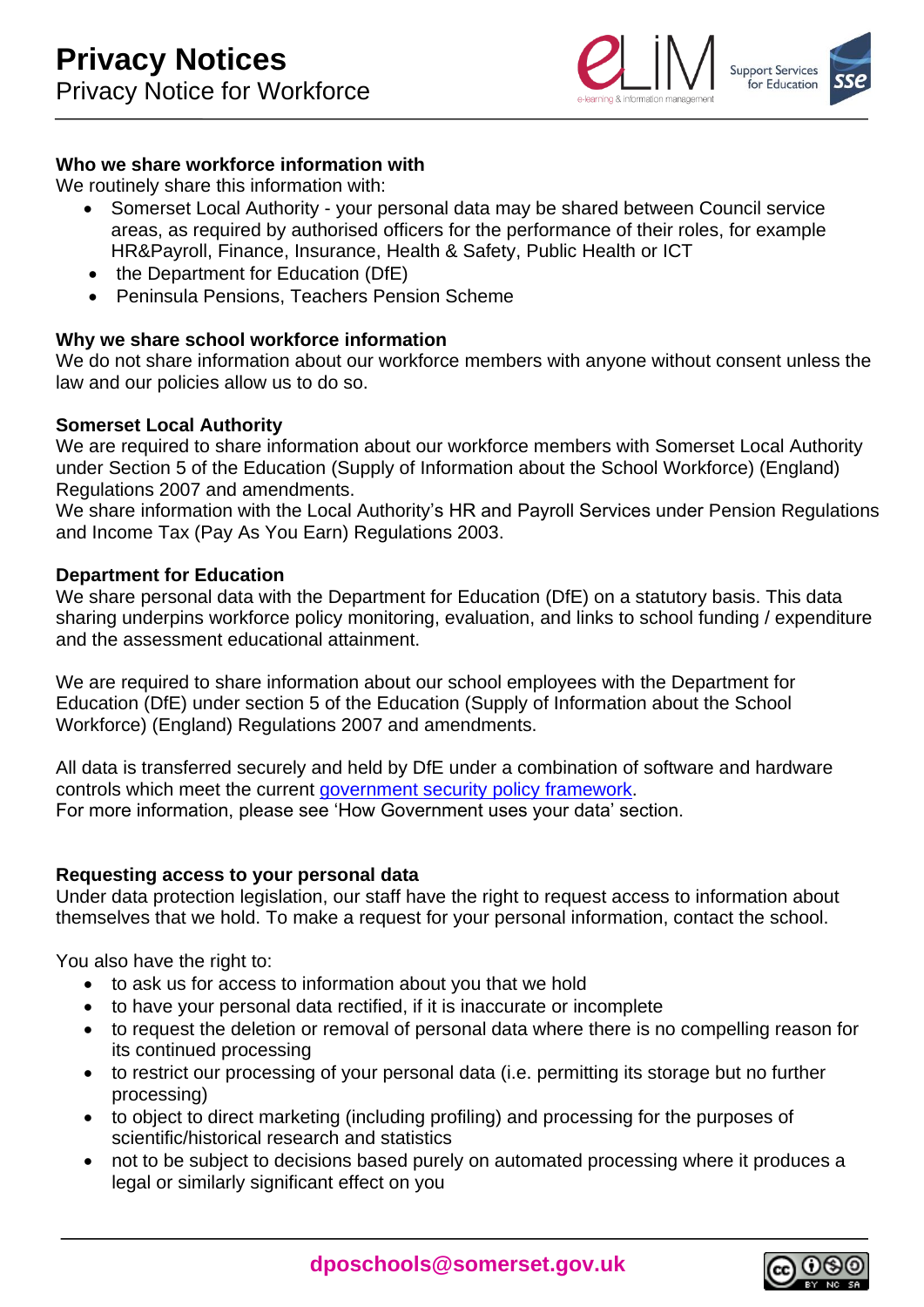### Who we share workforce information with

We routinely share this information with:

- Somerset Local Authority - your personal data may be shared between Council service areas, as required by authorised officers for the performance of their roles, for example HR&Payroll, Finance, Insurance, Health & Safety, Public Health or ICT
- the Department for Education (DfE)
- Peninsula Pensions, Teachers Pension Scheme

### Why we share school workforce information

We do not share information about our workforce members with anyone without consent unless the law and our policies allow us to do so.

### Somerset Local Authority

We are required to share information about our workforce members with Somerset Local Authority under Section 5 of the Education (Supply of Information about the School Workforce) (England) Regulations 2007 and amendments.
We share information with the Local Authority's HR and Payroll Services under Pension Regulations and Income Tax (Pay As You Earn) Regulations 2003.

### Department for Education

We share personal data with the Department for Education (DfE) on a statutory basis. This data sharing underpins workforce policy monitoring, evaluation, and links to school funding / expenditure and the assessment educational attainment.

We are required to share information about our school employees with the Department for Education (DfE) under section 5 of the Education (Supply of Information about the School Workforce) (England) Regulations 2007 and amendments.

All data is transferred securely and held by DfE under a combination of software and hardware controls which meet the current government security policy framework.
For more information, please see 'How Government uses your data' section.

### Requesting access to your personal data

Under data protection legislation, our staff have the right to request access to information about themselves that we hold. To make a request for your personal information, contact the school.

You also have the right to:

- to ask us for access to information about you that we hold
- to have your personal data rectified, if it is inaccurate or incomplete
- to request the deletion or removal of personal data where there is no compelling reason for its continued processing
- to restrict our processing of your personal data (i.e. permitting its storage but no further processing)
- to object to direct marketing (including profiling) and processing for the purposes of scientific/historical research and statistics
- not to be subject to decisions based purely on automated processing where it produces a legal or similarly significant effect on you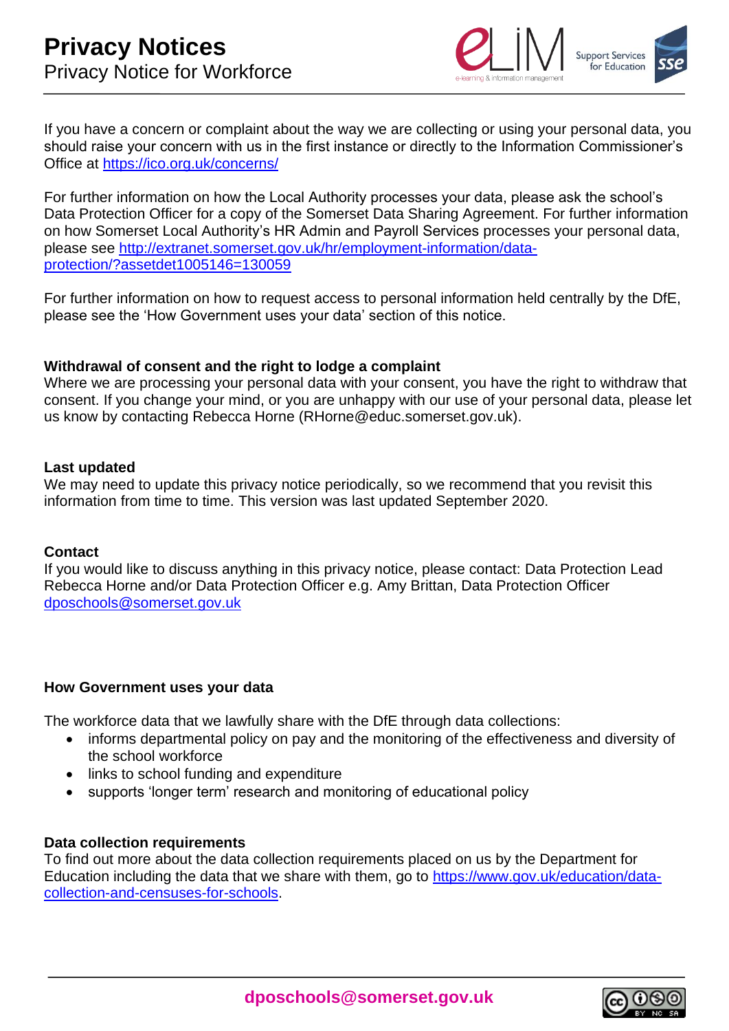If you have a concern or complaint about the way we are collecting or using your personal data, you should raise your concern with us in the first instance or directly to the Information Commissioner's Office at [https://ico.org.uk/concerns/](https://ico.org.uk/concerns/)

For further information on how the Local Authority processes your data, please ask the school's Data Protection Officer for a copy of the Somerset Data Sharing Agreement. For further information on how Somerset Local Authority's HR Admin and Payroll Services processes your personal data, please see [http://extranet.somerset.gov.uk/hr/employment-information/data-protection/?assetdet1005146=130059](http://extranet.somerset.gov.uk/hr/employment-information/data-protection/?assetdet1005146=130059)

For further information on how to request access to personal information held centrally by the DfE, please see the 'How Government uses your data' section of this notice.

**Withdrawal of consent and the right to lodge a complaint**
Where we are processing your personal data with your consent, you have the right to withdraw that consent. If you change your mind, or you are unhappy with our use of your personal data, please let us know by contacting Rebecca Horne (RHorne@educ.somerset.gov.uk).

**Last updated**
We may need to update this privacy notice periodically, so we recommend that you revisit this information from time to time. This version was last updated September 2020.

**Contact**
If you would like to discuss anything in this privacy notice, please contact: Data Protection Lead Rebecca Horne and/or Data Protection Officer e.g. Amy Brittan, Data Protection Officer [dposchools@somerset.gov.uk](mailto:dposchools@somerset.gov.uk)

**How Government uses your data**

The workforce data that we lawfully share with the DfE through data collections:

- informs departmental policy on pay and the monitoring of the effectiveness and diversity of the school workforce
- links to school funding and expenditure
- supports 'longer term' research and monitoring of educational policy

**Data collection requirements**
To find out more about the data collection requirements placed on us by the Department for Education including the data that we share with them, go to [https://www.gov.uk/education/data-collection-and-censuses-for-schools](https://www.gov.uk/education/data-collection-and-censuses-for-schools).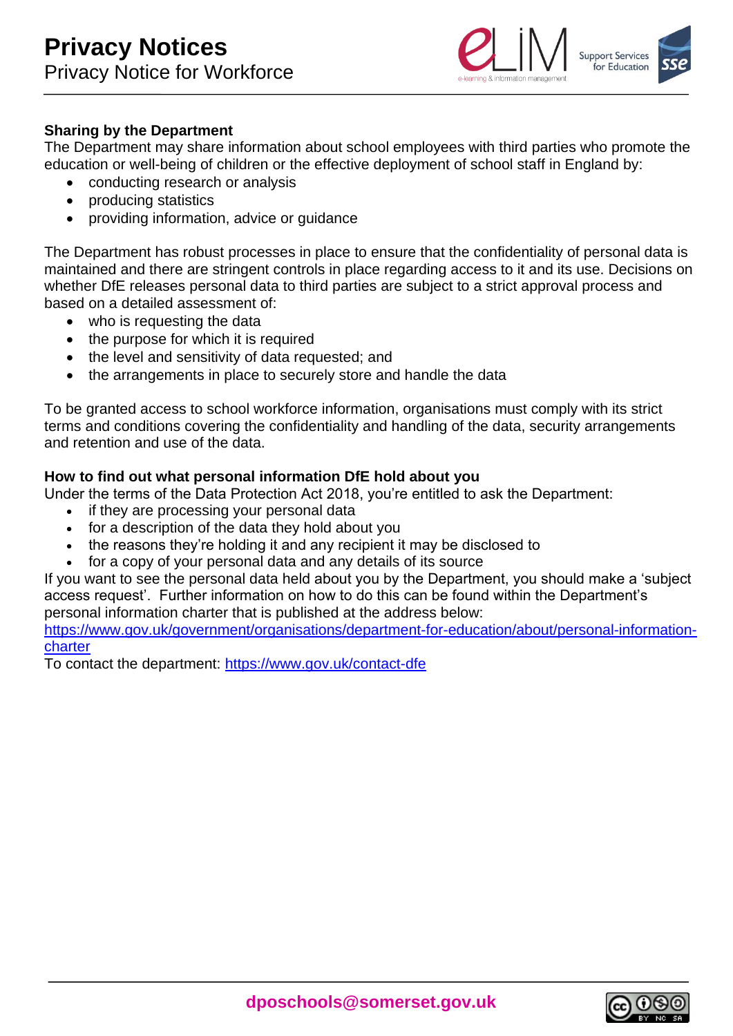### Sharing by the Department

The Department may share information about school employees with third parties who promote the education or well-being of children or the effective deployment of school staff in England by:

- conducting research or analysis
- producing statistics
- providing information, advice or guidance

The Department has robust processes in place to ensure that the confidentiality of personal data is maintained and there are stringent controls in place regarding access to it and its use. Decisions on whether DfE releases personal data to third parties are subject to a strict approval process and based on a detailed assessment of:

- who is requesting the data
- the purpose for which it is required
- the level and sensitivity of data requested; and
- the arrangements in place to securely store and handle the data

To be granted access to school workforce information, organisations must comply with its strict terms and conditions covering the confidentiality and handling of the data, security arrangements and retention and use of the data.

### How to find out what personal information DfE hold about you

Under the terms of the Data Protection Act 2018, you're entitled to ask the Department:

- if they are processing your personal data
- for a description of the data they hold about you
- the reasons they're holding it and any recipient it may be disclosed to
- for a copy of your personal data and any details of its source

If you want to see the personal data held about you by the Department, you should make a 'subject access request'. Further information on how to do this can be found within the Department's personal information charter that is published at the address below:
https://www.gov.uk/government/organisations/department-for-education/about/personal-information-charter

To contact the department: https://www.gov.uk/contact-dfe